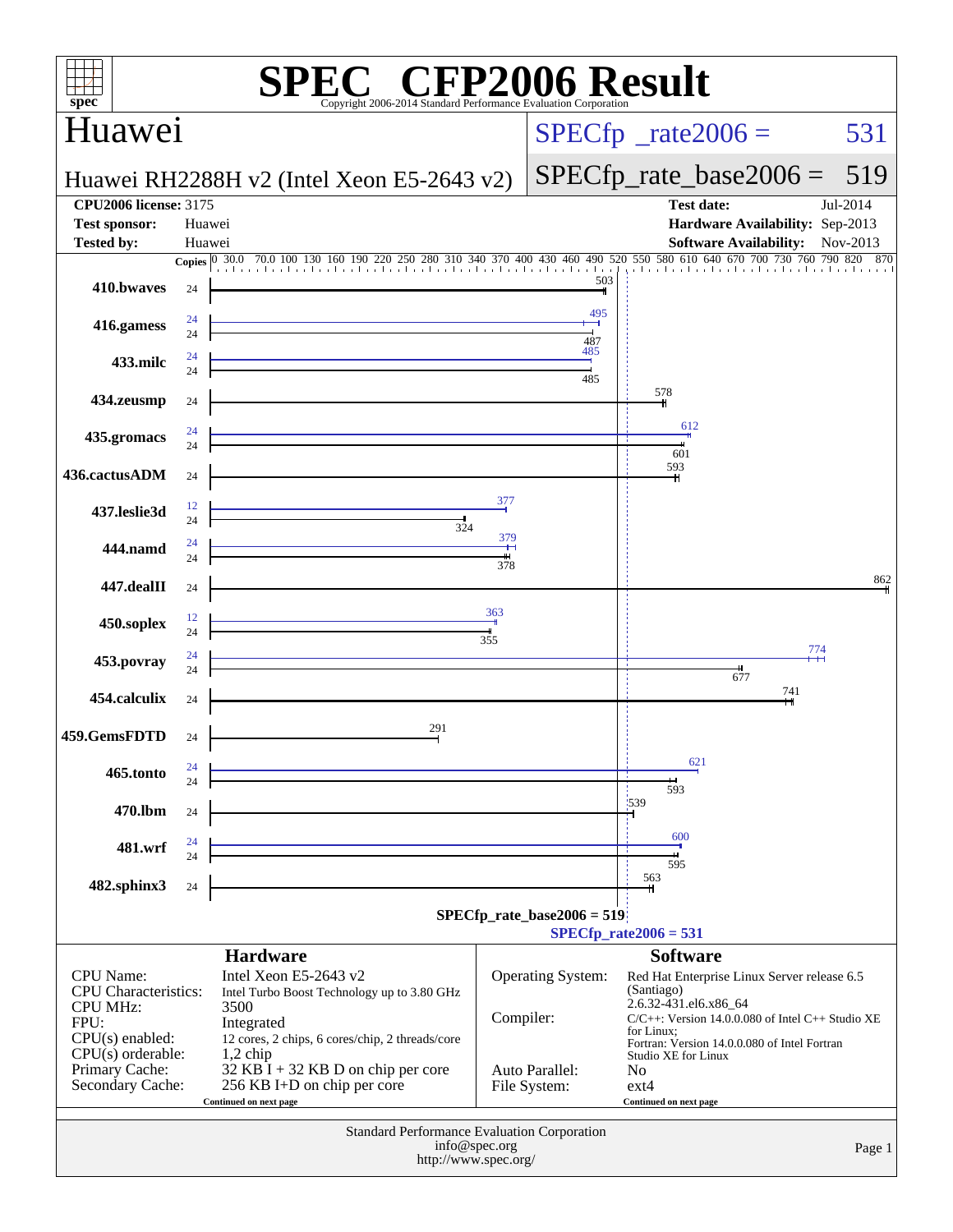# SPEC CFP2006 Result

Copyright 2006-2014 Standard Performance Evaluation Corporation

## Huawei

**Huawei RH2288H v2 (Intel Xeon E5-2643 v2)**

SPECfp_rate2006 = 531

SPECfp_rate_base2006 = 519

| | | | |
|---|---|---|---|
| **CPU2006 license:** 3175 | | **Test date:** | Jul-2014 |
| **Test sponsor:** | Huawei | **Hardware Availability:** | Sep-2013 |
| **Tested by:** | Huawei | **Software Availability:** | Nov-2013 |

| Benchmark | Copies (peak) | Copies (base) | Peak | Base |
|---|---|---|---|---|
| 410.bwaves | | 24 | | 503 |
| 416.gamess | 24 | 24 | 495 | 487 |
| 433.milc | 24 | 24 | 485 | 485 |
| 434.zeusmp | | 24 | | 578 |
| 435.gromacs | 24 | 24 | 612 | 601 |
| 436.cactusADM | | 24 | | 593 |
| 437.leslie3d | 12 | 24 | 377 | 324 |
| 444.namd | 24 | 24 | 379 | 378 |
| 447.dealII | | 24 | | 862 |
| 450.soplex | 12 | 24 | 363 | 355 |
| 453.povray | 24 | 24 | 774 | 677 |
| 454.calculix | | 24 | | 741 |
| 459.GemsFDTD | | 24 | | 291 |
| 465.tonto | 24 | 24 | 621 | 593 |
| 470.lbm | | 24 | | 539 |
| 481.wrf | 24 | 24 | 600 | 595 |
| 482.sphinx3 | | 24 | | 563 |

SPECfp_rate_base2006 = 519

SPECfp_rate2006 = 531

### Hardware

| | |
|---|---|
| CPU Name: | Intel Xeon E5-2643 v2 |
| CPU Characteristics: | Intel Turbo Boost Technology up to 3.80 GHz |
| CPU MHz: | 3500 |
| FPU: | Integrated |
| CPU(s) enabled: | 12 cores, 2 chips, 6 cores/chip, 2 threads/core |
| CPU(s) orderable: | 1,2 chip |
| Primary Cache: | 32 KB I + 32 KB D on chip per core |
| Secondary Cache: | 256 KB I+D on chip per core |

Continued on next page

### Software

| | |
|---|---|
| Operating System: | Red Hat Enterprise Linux Server release 6.5 (Santiago) 2.6.32-431.el6.x86_64 |
| Compiler: | C/C++: Version 14.0.0.080 of Intel C++ Studio XE for Linux; Fortran: Version 14.0.0.080 of Intel Fortran Studio XE for Linux |
| Auto Parallel: | No |
| File System: | ext4 |

Continued on next page

Standard Performance Evaluation Corporation
info@spec.org
http://www.spec.org/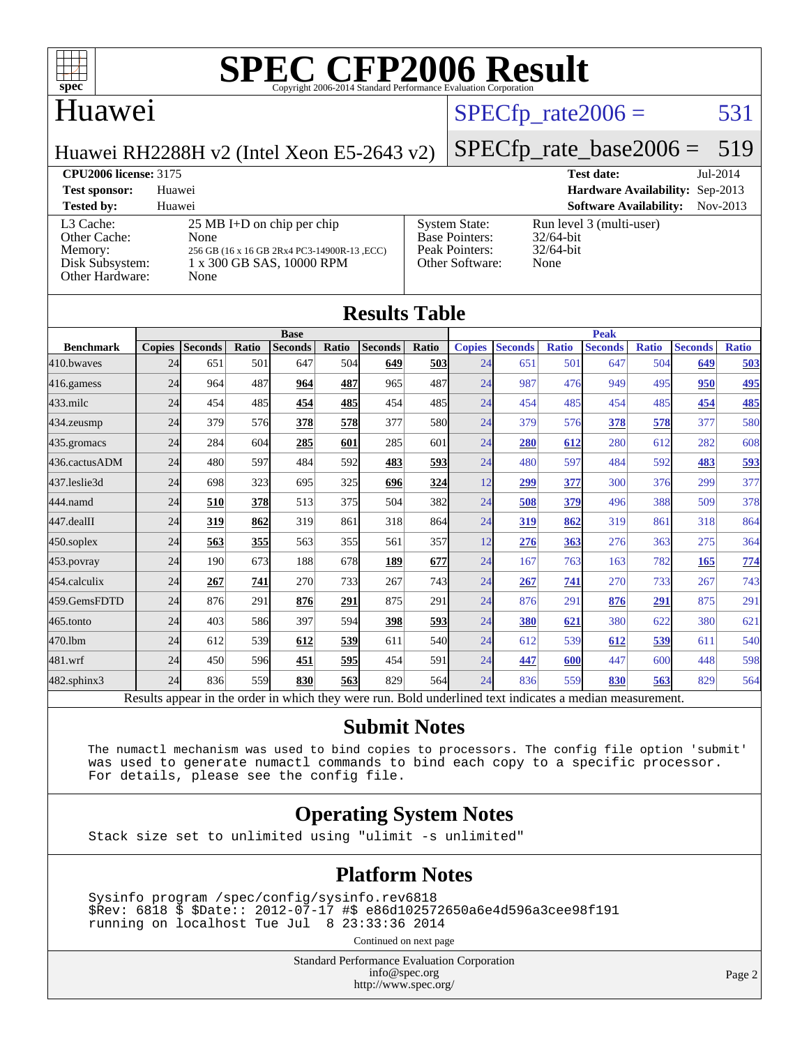# SPEC CFP2006 Result

Copyright 2006-2014 Standard Performance Evaluation Corporation

## Huawei

Huawei RH2288H v2 (Intel Xeon E5-2643 v2)

SPECfp_rate2006 = 531

SPECfp_rate_base2006 = 519

**CPU2006 license:** 3175 | **Test date:** Jul-2014
**Test sponsor:** Huawei | **Hardware Availability:** Sep-2013
**Tested by:** Huawei | **Software Availability:** Nov-2013

| | | | |
|---|---|---|---|
| L3 Cache: | 25 MB I+D on chip per chip | System State: | Run level 3 (multi-user) |
| Other Cache: | None | Base Pointers: | 32/64-bit |
| Memory: | 256 GB (16 x 16 GB 2Rx4 PC3-14900R-13 ,ECC) | Peak Pointers: | 32/64-bit |
| Disk Subsystem: | 1 x 300 GB SAS, 10000 RPM | Other Software: | None |
| Other Hardware: | None | | |

## Results Table

| Benchmark | Base | | | | | | | Peak | | | | | | |
|---|---|---|---|---|---|---|---|---|---|---|---|---|---|---|
| | Copies | Seconds | Ratio | Seconds | Ratio | Seconds | Ratio | Copies | Seconds | Ratio | Seconds | Ratio | Seconds | Ratio |
| 410.bwaves | 24 | 651 | 501 | 647 | 504 | **649** | **503** | 24 | 651 | 501 | 647 | 504 | **649** | **503** |
| 416.gamess | 24 | 964 | 487 | **964** | **487** | 965 | 487 | 24 | 987 | 476 | 949 | 495 | **950** | **495** |
| 433.milc | 24 | 454 | 485 | **454** | **485** | 454 | 485 | 24 | 454 | 485 | 454 | 485 | **454** | **485** |
| 434.zeusmp | 24 | 379 | 576 | **378** | **578** | 377 | 580 | 24 | 379 | 576 | **378** | **578** | 377 | 580 |
| 435.gromacs | 24 | 284 | 604 | **285** | **601** | 285 | 601 | 24 | **280** | **612** | 280 | 612 | 282 | 608 |
| 436.cactusADM | 24 | 480 | 597 | 484 | 592 | **483** | **593** | 24 | 480 | 597 | 484 | 592 | **483** | **593** |
| 437.leslie3d | 24 | 698 | 323 | 695 | 325 | **696** | **324** | 12 | **299** | **377** | 300 | 376 | 299 | 377 |
| 444.namd | 24 | **510** | **378** | 513 | 375 | 504 | 382 | 24 | **508** | **379** | 496 | 388 | 509 | 378 |
| 447.dealII | 24 | **319** | **862** | 319 | 861 | 318 | 864 | 24 | **319** | **862** | 319 | 861 | 318 | 864 |
| 450.soplex | 24 | **563** | **355** | 563 | 355 | 561 | 357 | 12 | **276** | **363** | 276 | 363 | 275 | 364 |
| 453.povray | 24 | 190 | 673 | 188 | 678 | **189** | **677** | 24 | 167 | 763 | 163 | 782 | **165** | **774** |
| 454.calculix | 24 | **267** | **741** | 270 | 733 | 267 | 743 | 24 | **267** | **741** | 270 | 733 | 267 | 743 |
| 459.GemsFDTD | 24 | 876 | 291 | **876** | **291** | 875 | 291 | 24 | 876 | 291 | **876** | **291** | 875 | 291 |
| 465.tonto | 24 | 403 | 586 | 397 | 594 | **398** | **593** | 24 | **380** | **621** | 380 | 622 | 380 | 621 |
| 470.lbm | 24 | 612 | 539 | **612** | **539** | 611 | 540 | 24 | 612 | 539 | **612** | **539** | 611 | 540 |
| 481.wrf | 24 | 450 | 596 | **451** | **595** | 454 | 591 | 24 | **447** | **600** | 447 | 600 | 448 | 598 |
| 482.sphinx3 | 24 | 836 | 559 | **830** | **563** | 829 | 564 | 24 | 836 | 559 | **830** | **563** | 829 | 564 |

Results appear in the order in which they were run. Bold underlined text indicates a median measurement.

## Submit Notes

```
The numactl mechanism was used to bind copies to processors. The config file option 'submit'
was used to generate numactl commands to bind each copy to a specific processor.
For details, please see the config file.
```

## Operating System Notes

```
Stack size set to unlimited using "ulimit -s unlimited"
```

## Platform Notes

```
Sysinfo program /spec/config/sysinfo.rev6818
$Rev: 6818 $ $Date:: 2012-07-17 #$ e86d102572650a6e4d596a3cee98f191
running on localhost Tue Jul  8 23:33:36 2014
```

Continued on next page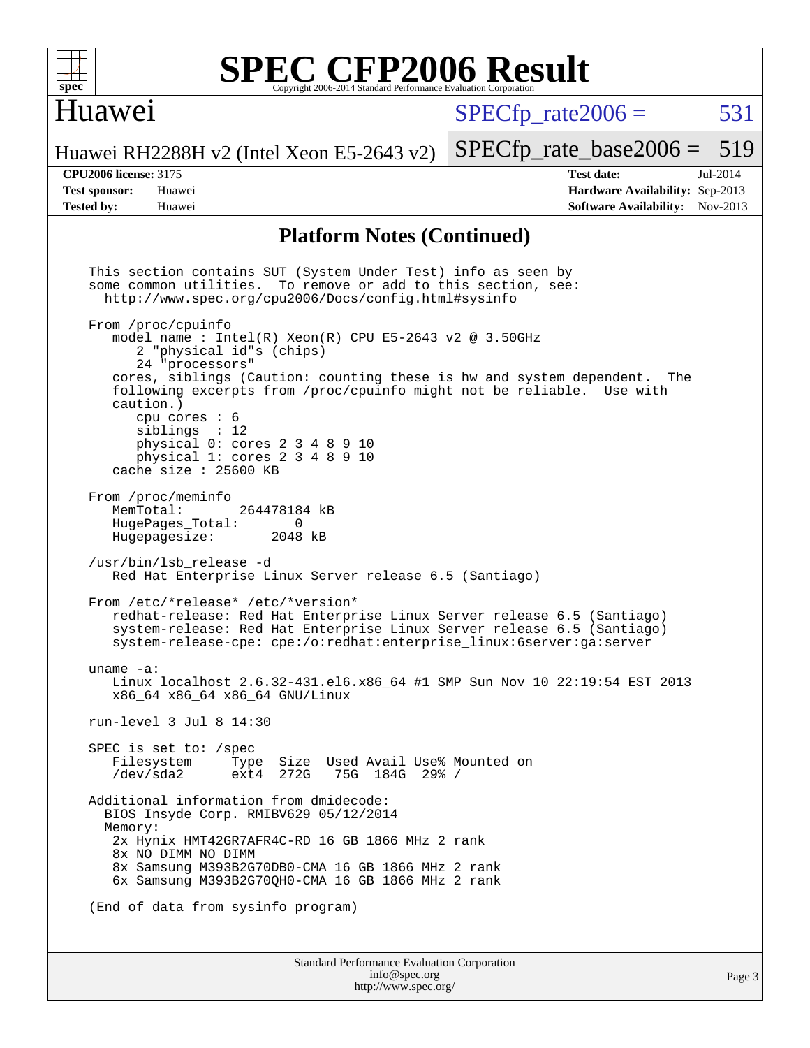# SPEC CFP2006 Result

Copyright 2006-2014 Standard Performance Evaluation Corporation

## Huawei

Huawei RH2288H v2 (Intel Xeon E5-2643 v2)

SPECfp_rate2006 = 531

SPECfp_rate_base2006 = 519

| | | | |
|---|---|---|---|
| **CPU2006 license:** 3175 | | **Test date:** | Jul-2014 |
| **Test sponsor:** | Huawei | **Hardware Availability:** | Sep-2013 |
| **Tested by:** | Huawei | **Software Availability:** | Nov-2013 |

## Platform Notes (Continued)

```
This section contains SUT (System Under Test) info as seen by
some common utilities.  To remove or add to this section, see:
  http://www.spec.org/cpu2006/Docs/config.html#sysinfo

From /proc/cpuinfo
   model name : Intel(R) Xeon(R) CPU E5-2643 v2 @ 3.50GHz
      2 "physical id"s (chips)
      24 "processors"
   cores, siblings (Caution: counting these is hw and system dependent.  The
   following excerpts from /proc/cpuinfo might not be reliable.  Use with
   caution.)
      cpu cores : 6
      siblings  : 12
      physical 0: cores 2 3 4 8 9 10
      physical 1: cores 2 3 4 8 9 10
   cache size : 25600 KB

From /proc/meminfo
   MemTotal:       264478184 kB
   HugePages_Total:       0
   Hugepagesize:       2048 kB

/usr/bin/lsb_release -d
   Red Hat Enterprise Linux Server release 6.5 (Santiago)

From /etc/*release* /etc/*version*
   redhat-release: Red Hat Enterprise Linux Server release 6.5 (Santiago)
   system-release: Red Hat Enterprise Linux Server release 6.5 (Santiago)
   system-release-cpe: cpe:/o:redhat:enterprise_linux:6server:ga:server

uname -a:
   Linux localhost 2.6.32-431.el6.x86_64 #1 SMP Sun Nov 10 22:19:54 EST 2013
   x86_64 x86_64 x86_64 GNU/Linux

run-level 3 Jul 8 14:30

SPEC is set to: /spec
   Filesystem     Type  Size  Used Avail Use% Mounted on
   /dev/sda2      ext4  272G   75G  184G  29% /

Additional information from dmidecode:
  BIOS Insyde Corp. RMIBV629 05/12/2014
  Memory:
   2x Hynix HMT42GR7AFR4C-RD 16 GB 1866 MHz 2 rank
   8x NO DIMM NO DIMM
   8x Samsung M393B2G70DB0-CMA 16 GB 1866 MHz 2 rank
   6x Samsung M393B2G70QH0-CMA 16 GB 1866 MHz 2 rank

(End of data from sysinfo program)
```

Standard Performance Evaluation Corporation
info@spec.org
http://www.spec.org/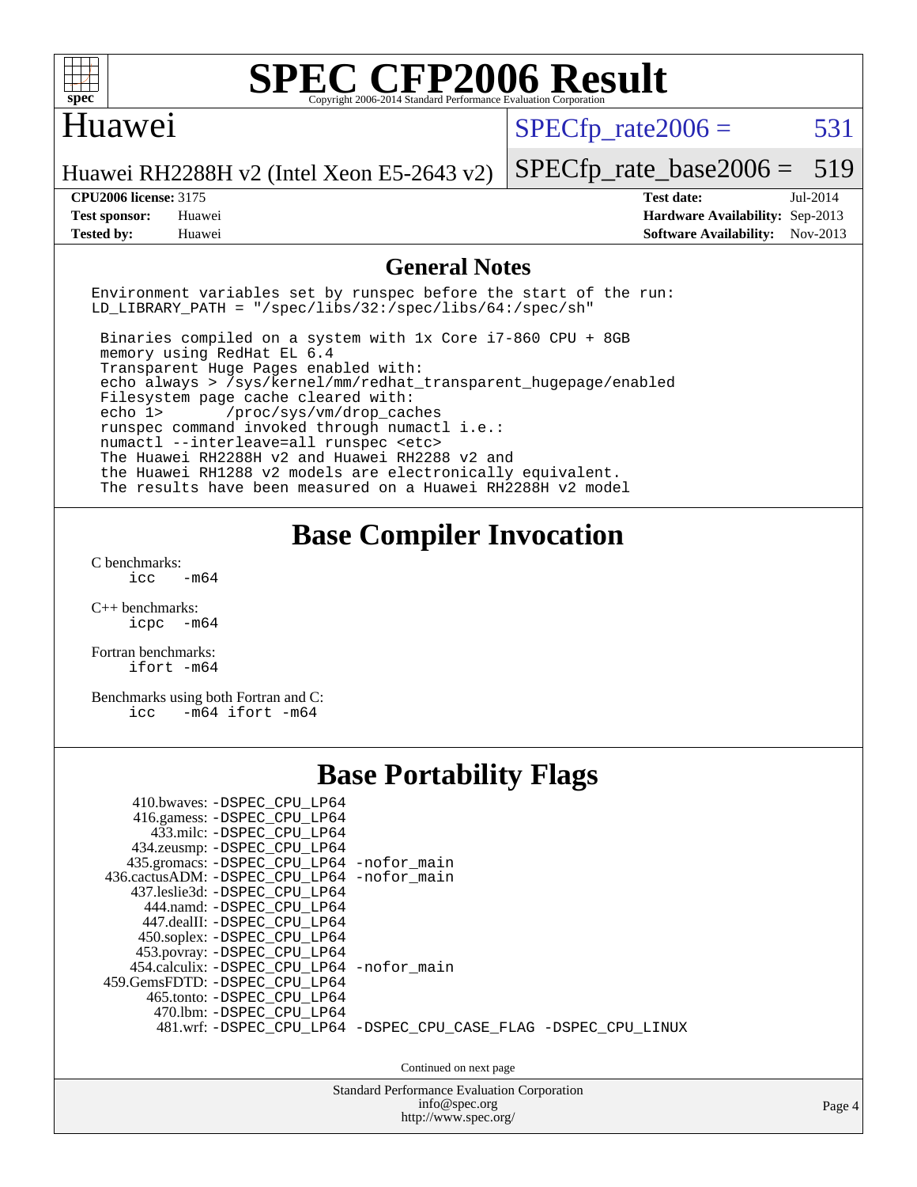# SPEC CFP2006 Result

Copyright 2006-2014 Standard Performance Evaluation Corporation

## Huawei

Huawei RH2288H v2 (Intel Xeon E5-2643 v2)

SPECfp_rate2006 = 531

SPECfp_rate_base2006 = 519

**CPU2006 license:** 3175
**Test sponsor:** Huawei
**Tested by:** Huawei

**Test date:** Jul-2014
**Hardware Availability:** Sep-2013
**Software Availability:** Nov-2013

## General Notes

```
Environment variables set by runspec before the start of the run:
LD_LIBRARY_PATH = "/spec/libs/32:/spec/libs/64:/spec/sh"

 Binaries compiled on a system with 1x Core i7-860 CPU + 8GB
 memory using RedHat EL 6.4
 Transparent Huge Pages enabled with:
 echo always > /sys/kernel/mm/redhat_transparent_hugepage/enabled
 Filesystem page cache cleared with:
 echo 1>       /proc/sys/vm/drop_caches
 runspec command invoked through numactl i.e.:
 numactl --interleave=all runspec <etc>
 The Huawei RH2288H v2 and Huawei RH2288 v2 and
 the Huawei RH1288 v2 models are electronically equivalent.
 The results have been measured on a Huawei RH2288H v2 model
```

## Base Compiler Invocation

C benchmarks:
```
icc   -m64
```

C++ benchmarks:
```
icpc  -m64
```

Fortran benchmarks:
```
ifort -m64
```

Benchmarks using both Fortran and C:
```
icc   -m64 ifort -m64
```

## Base Portability Flags

```
   410.bwaves: -DSPEC_CPU_LP64
   416.gamess: -DSPEC_CPU_LP64
     433.milc: -DSPEC_CPU_LP64
   434.zeusmp: -DSPEC_CPU_LP64
  435.gromacs: -DSPEC_CPU_LP64 -nofor_main
 436.cactusADM: -DSPEC_CPU_LP64 -nofor_main
  437.leslie3d: -DSPEC_CPU_LP64
     444.namd: -DSPEC_CPU_LP64
   447.dealII: -DSPEC_CPU_LP64
   450.soplex: -DSPEC_CPU_LP64
   453.povray: -DSPEC_CPU_LP64
  454.calculix: -DSPEC_CPU_LP64 -nofor_main
 459.GemsFDTD: -DSPEC_CPU_LP64
    465.tonto: -DSPEC_CPU_LP64
      470.lbm: -DSPEC_CPU_LP64
      481.wrf: -DSPEC_CPU_LP64 -DSPEC_CPU_CASE_FLAG -DSPEC_CPU_LINUX
```

Continued on next page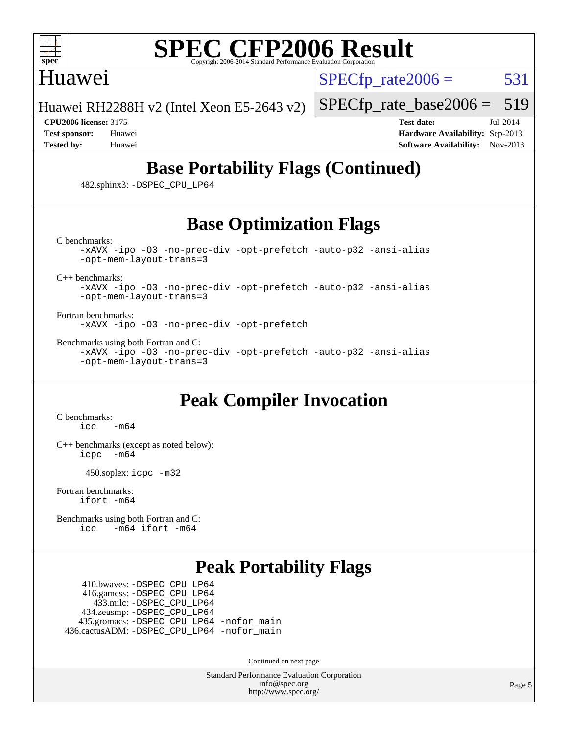# SPEC CFP2006 Result

Copyright 2006-2014 Standard Performance Evaluation Corporation

## Huawei

Huawei RH2288H v2 (Intel Xeon E5-2643 v2)

SPECfp_rate2006 = 531

SPECfp_rate_base2006 = 519

**CPU2006 license:** 3175
**Test sponsor:** Huawei
**Tested by:** Huawei

**Test date:** Jul-2014
**Hardware Availability:** Sep-2013
**Software Availability:** Nov-2013

## Base Portability Flags (Continued)

482.sphinx3: -DSPEC_CPU_LP64

## Base Optimization Flags

C benchmarks:
```
-xAVX -ipo -O3 -no-prec-div -opt-prefetch -auto-p32 -ansi-alias
-opt-mem-layout-trans=3
```

C++ benchmarks:
```
-xAVX -ipo -O3 -no-prec-div -opt-prefetch -auto-p32 -ansi-alias
-opt-mem-layout-trans=3
```

Fortran benchmarks:
```
-xAVX -ipo -O3 -no-prec-div -opt-prefetch
```

Benchmarks using both Fortran and C:
```
-xAVX -ipo -O3 -no-prec-div -opt-prefetch -auto-p32 -ansi-alias
-opt-mem-layout-trans=3
```

## Peak Compiler Invocation

C benchmarks:
```
icc   -m64
```

C++ benchmarks (except as noted below):
```
icpc  -m64
```

450.soplex: icpc -m32

Fortran benchmarks:
```
ifort -m64
```

Benchmarks using both Fortran and C:
```
icc   -m64 ifort -m64
```

## Peak Portability Flags

410.bwaves: -DSPEC_CPU_LP64
416.gamess: -DSPEC_CPU_LP64
433.milc: -DSPEC_CPU_LP64
434.zeusmp: -DSPEC_CPU_LP64
435.gromacs: -DSPEC_CPU_LP64 -nofor_main
436.cactusADM: -DSPEC_CPU_LP64 -nofor_main

Continued on next page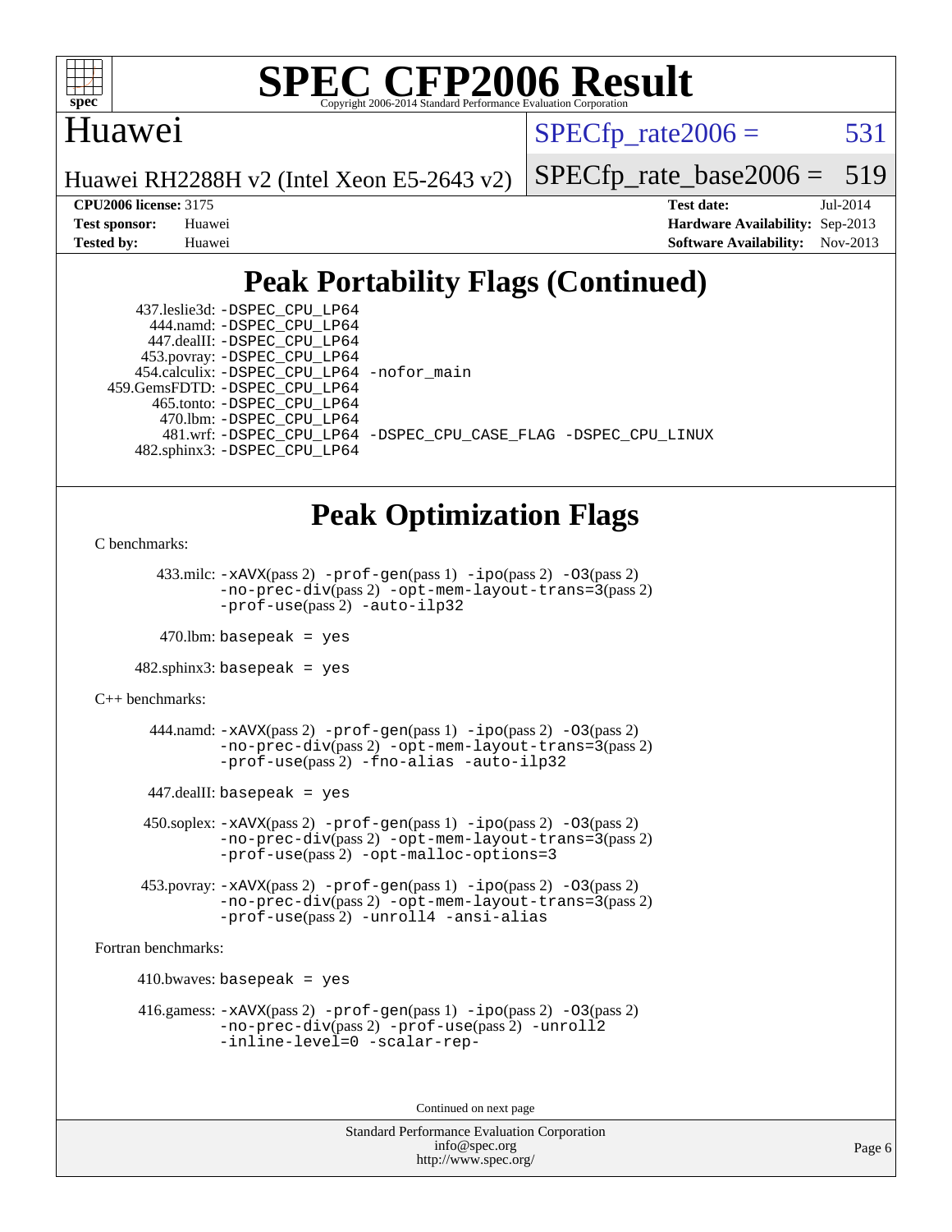# SPEC CFP2006 Result

Huawei

Huawei RH2288H v2 (Intel Xeon E5-2643 v2)

SPECfp_rate2006 = 531

SPECfp_rate_base2006 = 519

**CPU2006 license:** 3175
**Test sponsor:** Huawei
**Tested by:** Huawei

**Test date:** Jul-2014
**Hardware Availability:** Sep-2013
**Software Availability:** Nov-2013

## Peak Portability Flags (Continued)

437.leslie3d: -DSPEC_CPU_LP64
444.namd: -DSPEC_CPU_LP64
447.dealII: -DSPEC_CPU_LP64
453.povray: -DSPEC_CPU_LP64
454.calculix: -DSPEC_CPU_LP64 -nofor_main
459.GemsFDTD: -DSPEC_CPU_LP64
465.tonto: -DSPEC_CPU_LP64
470.lbm: -DSPEC_CPU_LP64
481.wrf: -DSPEC_CPU_LP64 -DSPEC_CPU_CASE_FLAG -DSPEC_CPU_LINUX
482.sphinx3: -DSPEC_CPU_LP64

## Peak Optimization Flags

C benchmarks:

433.milc: -xAVX(pass 2) -prof-gen(pass 1) -ipo(pass 2) -O3(pass 2) -no-prec-div(pass 2) -opt-mem-layout-trans=3(pass 2) -prof-use(pass 2) -auto-ilp32

470.lbm: basepeak = yes

482.sphinx3: basepeak = yes

C++ benchmarks:

444.namd: -xAVX(pass 2) -prof-gen(pass 1) -ipo(pass 2) -O3(pass 2) -no-prec-div(pass 2) -opt-mem-layout-trans=3(pass 2) -prof-use(pass 2) -fno-alias -auto-ilp32

447.dealII: basepeak = yes

450.soplex: -xAVX(pass 2) -prof-gen(pass 1) -ipo(pass 2) -O3(pass 2) -no-prec-div(pass 2) -opt-mem-layout-trans=3(pass 2) -prof-use(pass 2) -opt-malloc-options=3

453.povray: -xAVX(pass 2) -prof-gen(pass 1) -ipo(pass 2) -O3(pass 2) -no-prec-div(pass 2) -opt-mem-layout-trans=3(pass 2) -prof-use(pass 2) -unroll4 -ansi-alias

Fortran benchmarks:

410.bwaves: basepeak = yes

416.gamess: -xAVX(pass 2) -prof-gen(pass 1) -ipo(pass 2) -O3(pass 2) -no-prec-div(pass 2) -prof-use(pass 2) -unroll2 -inline-level=0 -scalar-rep-

Continued on next page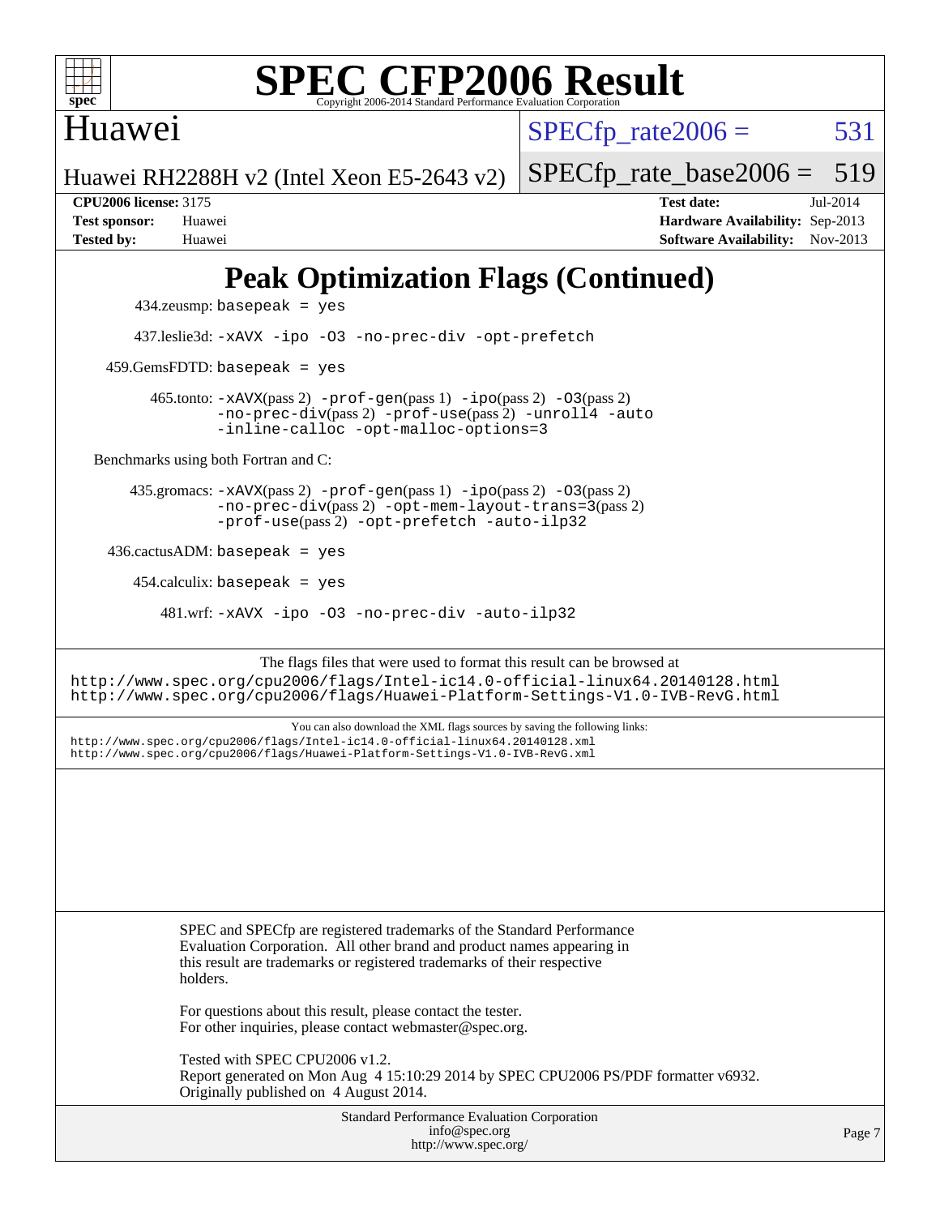# Peak Optimization Flags (Continued)

434.zeusmp: basepeak = yes

437.leslie3d: -xAVX -ipo -O3 -no-prec-div -opt-prefetch

459.GemsFDTD: basepeak = yes

465.tonto: -xAVX(pass 2) -prof-gen(pass 1) -ipo(pass 2) -O3(pass 2) -no-prec-div(pass 2) -prof-use(pass 2) -unroll4 -auto -inline-calloc -opt-malloc-options=3

Benchmarks using both Fortran and C:

435.gromacs: -xAVX(pass 2) -prof-gen(pass 1) -ipo(pass 2) -O3(pass 2) -no-prec-div(pass 2) -opt-mem-layout-trans=3(pass 2) -prof-use(pass 2) -opt-prefetch -auto-ilp32

436.cactusADM: basepeak = yes

454.calculix: basepeak = yes

481.wrf: -xAVX -ipo -O3 -no-prec-div -auto-ilp32

The flags files that were used to format this result can be browsed at
http://www.spec.org/cpu2006/flags/Intel-ic14.0-official-linux64.20140128.html
http://www.spec.org/cpu2006/flags/Huawei-Platform-Settings-V1.0-IVB-RevG.html

You can also download the XML flags sources by saving the following links:
http://www.spec.org/cpu2006/flags/Intel-ic14.0-official-linux64.20140128.xml
http://www.spec.org/cpu2006/flags/Huawei-Platform-Settings-V1.0-IVB-RevG.xml

SPEC and SPECfp are registered trademarks of the Standard Performance Evaluation Corporation. All other brand and product names appearing in this result are trademarks or registered trademarks of their respective holders.

For questions about this result, please contact the tester.
For other inquiries, please contact webmaster@spec.org.

Tested with SPEC CPU2006 v1.2.
Report generated on Mon Aug 4 15:10:29 2014 by SPEC CPU2006 PS/PDF formatter v6932.
Originally published on 4 August 2014.